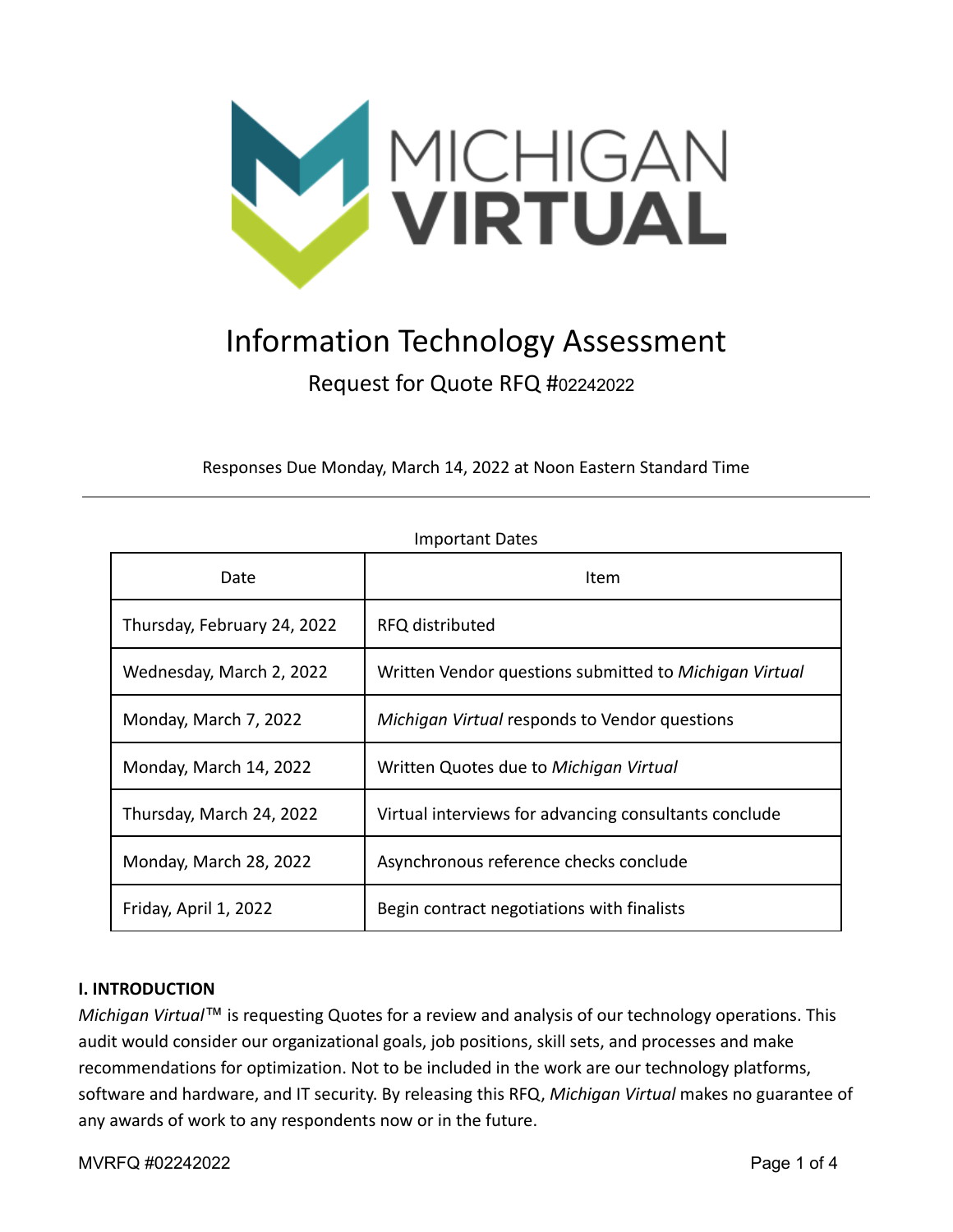# Information Technology Assessment

## Request for Quote RFQ #02242022

Responses Due Monday, March 14, 2022 at Noon Eastern Standard Time

---

Important Dates

| Date | Item |
|---|---|
| Thursday, February 24, 2022 | RFQ distributed |
| Wednesday, March 2, 2022 | Written Vendor questions submitted to *Michigan Virtual* |
| Monday, March 7, 2022 | *Michigan Virtual* responds to Vendor questions |
| Monday, March 14, 2022 | Written Quotes due to *Michigan Virtual* |
| Thursday, March 24, 2022 | Virtual interviews for advancing consultants conclude |
| Monday, March 28, 2022 | Asynchronous reference checks conclude |
| Friday, April 1, 2022 | Begin contract negotiations with finalists |

**I. INTRODUCTION**

*Michigan Virtual*™ is requesting Quotes for a review and analysis of our technology operations. This audit would consider our organizational goals, job positions, skill sets, and processes and make recommendations for optimization. Not to be included in the work are our technology platforms, software and hardware, and IT security. By releasing this RFQ, *Michigan Virtual* makes no guarantee of any awards of work to any respondents now or in the future.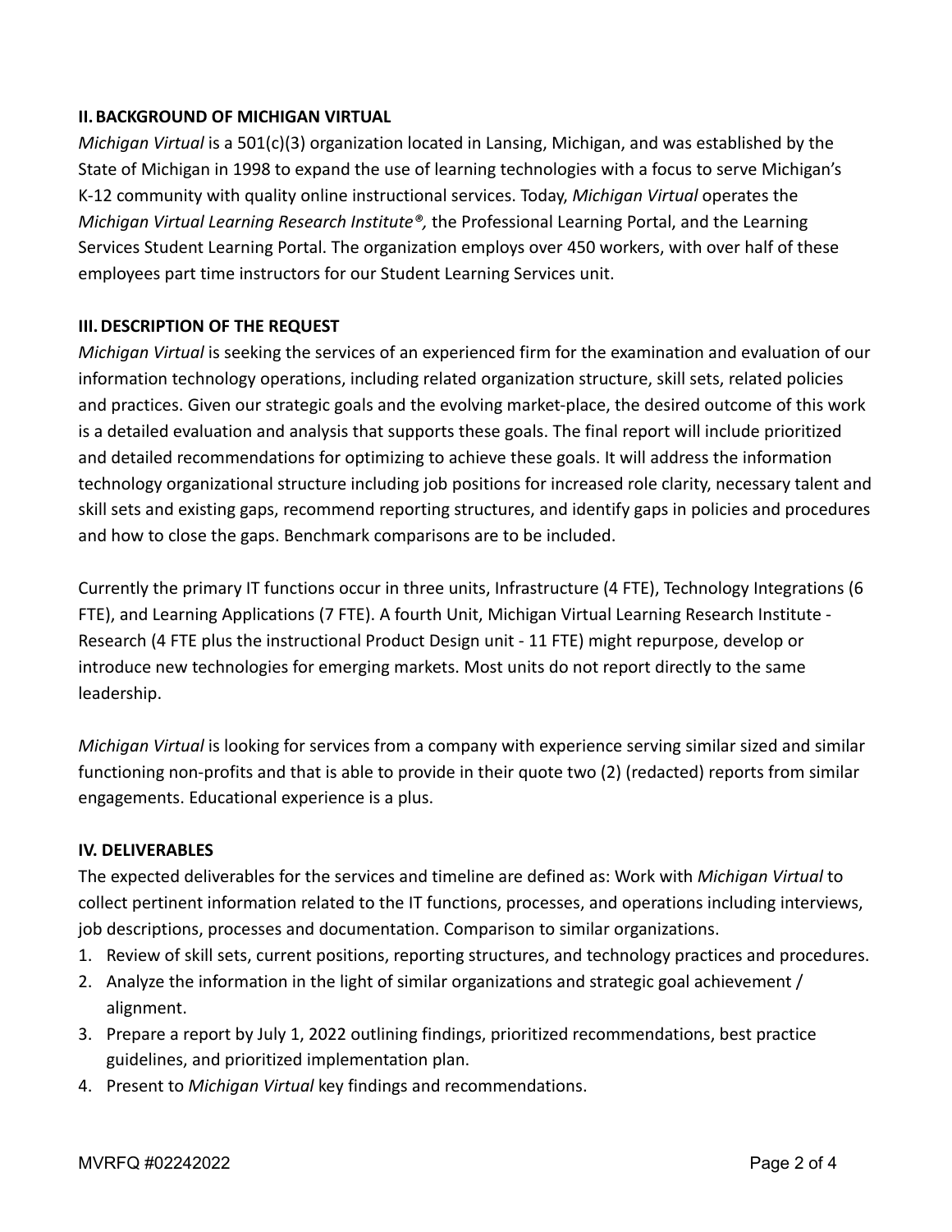## II. BACKGROUND OF MICHIGAN VIRTUAL

*Michigan Virtual* is a 501(c)(3) organization located in Lansing, Michigan, and was established by the State of Michigan in 1998 to expand the use of learning technologies with a focus to serve Michigan's K-12 community with quality online instructional services. Today, *Michigan Virtual* operates the *Michigan Virtual Learning Research Institute®,* the Professional Learning Portal, and the Learning Services Student Learning Portal. The organization employs over 450 workers, with over half of these employees part time instructors for our Student Learning Services unit.

## III. DESCRIPTION OF THE REQUEST

*Michigan Virtual* is seeking the services of an experienced firm for the examination and evaluation of our information technology operations, including related organization structure, skill sets, related policies and practices. Given our strategic goals and the evolving market-place, the desired outcome of this work is a detailed evaluation and analysis that supports these goals. The final report will include prioritized and detailed recommendations for optimizing to achieve these goals. It will address the information technology organizational structure including job positions for increased role clarity, necessary talent and skill sets and existing gaps, recommend reporting structures, and identify gaps in policies and procedures and how to close the gaps. Benchmark comparisons are to be included.

Currently the primary IT functions occur in three units, Infrastructure (4 FTE), Technology Integrations (6 FTE), and Learning Applications (7 FTE). A fourth Unit, Michigan Virtual Learning Research Institute - Research (4 FTE plus the instructional Product Design unit - 11 FTE) might repurpose, develop or introduce new technologies for emerging markets. Most units do not report directly to the same leadership.

*Michigan Virtual* is looking for services from a company with experience serving similar sized and similar functioning non-profits and that is able to provide in their quote two (2) (redacted) reports from similar engagements. Educational experience is a plus.

## IV. DELIVERABLES

The expected deliverables for the services and timeline are defined as: Work with *Michigan Virtual* to collect pertinent information related to the IT functions, processes, and operations including interviews, job descriptions, processes and documentation. Comparison to similar organizations.

1. Review of skill sets, current positions, reporting structures, and technology practices and procedures.
2. Analyze the information in the light of similar organizations and strategic goal achievement / alignment.
3. Prepare a report by July 1, 2022 outlining findings, prioritized recommendations, best practice guidelines, and prioritized implementation plan.
4. Present to *Michigan Virtual* key findings and recommendations.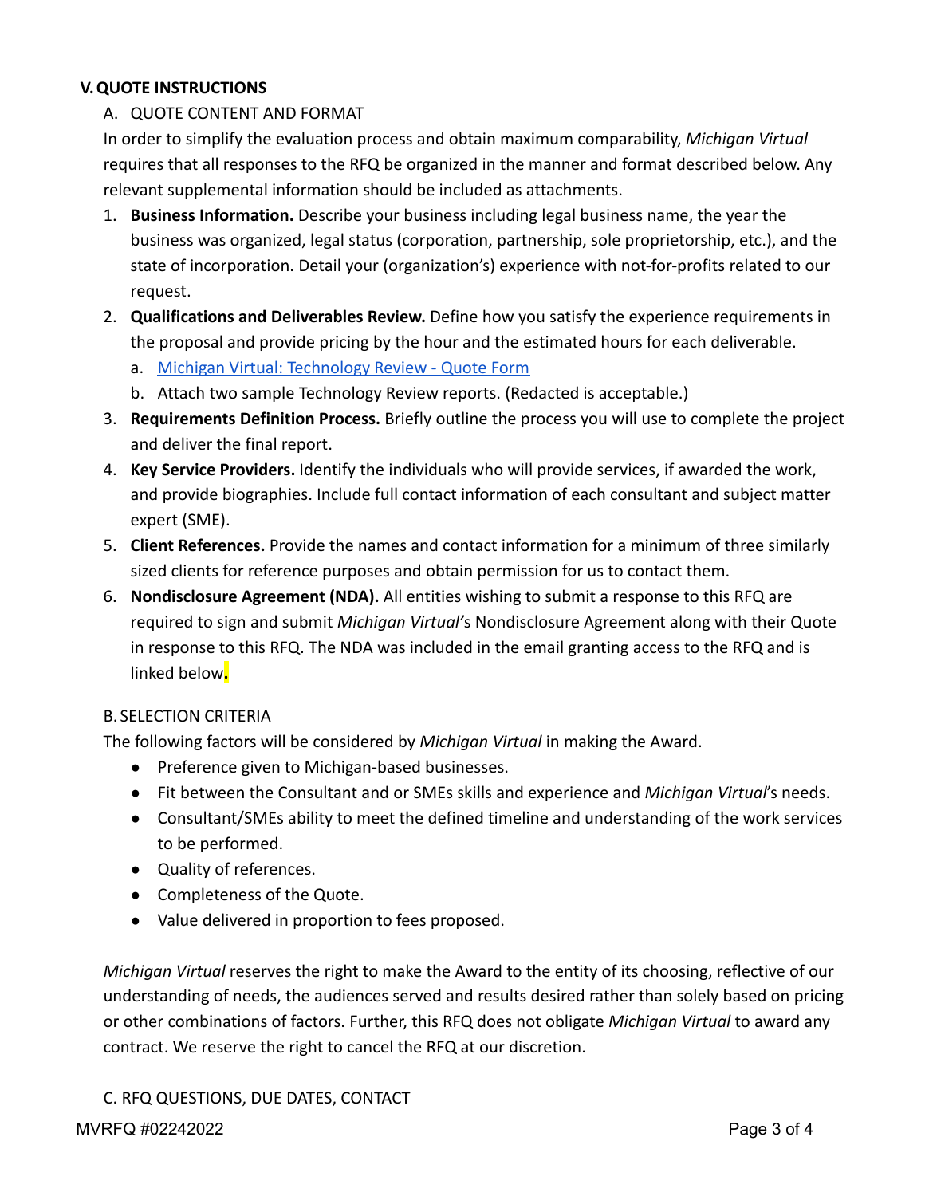## V. QUOTE INSTRUCTIONS

### A. QUOTE CONTENT AND FORMAT

In order to simplify the evaluation process and obtain maximum comparability, *Michigan Virtual* requires that all responses to the RFQ be organized in the manner and format described below. Any relevant supplemental information should be included as attachments.

1. **Business Information.** Describe your business including legal business name, the year the business was organized, legal status (corporation, partnership, sole proprietorship, etc.), and the state of incorporation. Detail your (organization's) experience with not-for-profits related to our request.
2. **Qualifications and Deliverables Review.** Define how you satisfy the experience requirements in the proposal and provide pricing by the hour and the estimated hours for each deliverable.
   a. Michigan Virtual: Technology Review - Quote Form
   b. Attach two sample Technology Review reports. (Redacted is acceptable.)
3. **Requirements Definition Process.** Briefly outline the process you will use to complete the project and deliver the final report.
4. **Key Service Providers.** Identify the individuals who will provide services, if awarded the work, and provide biographies. Include full contact information of each consultant and subject matter expert (SME).
5. **Client References.** Provide the names and contact information for a minimum of three similarly sized clients for reference purposes and obtain permission for us to contact them.
6. **Nondisclosure Agreement (NDA).** All entities wishing to submit a response to this RFQ are required to sign and submit *Michigan Virtual'*s Nondisclosure Agreement along with their Quote in response to this RFQ. The NDA was included in the email granting access to the RFQ and is linked below.

### B. SELECTION CRITERIA

The following factors will be considered by *Michigan Virtual* in making the Award.

- Preference given to Michigan-based businesses.
- Fit between the Consultant and or SMEs skills and experience and *Michigan Virtual*'s needs.
- Consultant/SMEs ability to meet the defined timeline and understanding of the work services to be performed.
- Quality of references.
- Completeness of the Quote.
- Value delivered in proportion to fees proposed.

*Michigan Virtual* reserves the right to make the Award to the entity of its choosing, reflective of our understanding of needs, the audiences served and results desired rather than solely based on pricing or other combinations of factors. Further, this RFQ does not obligate *Michigan Virtual* to award any contract. We reserve the right to cancel the RFQ at our discretion.

### C. RFQ QUESTIONS, DUE DATES, CONTACT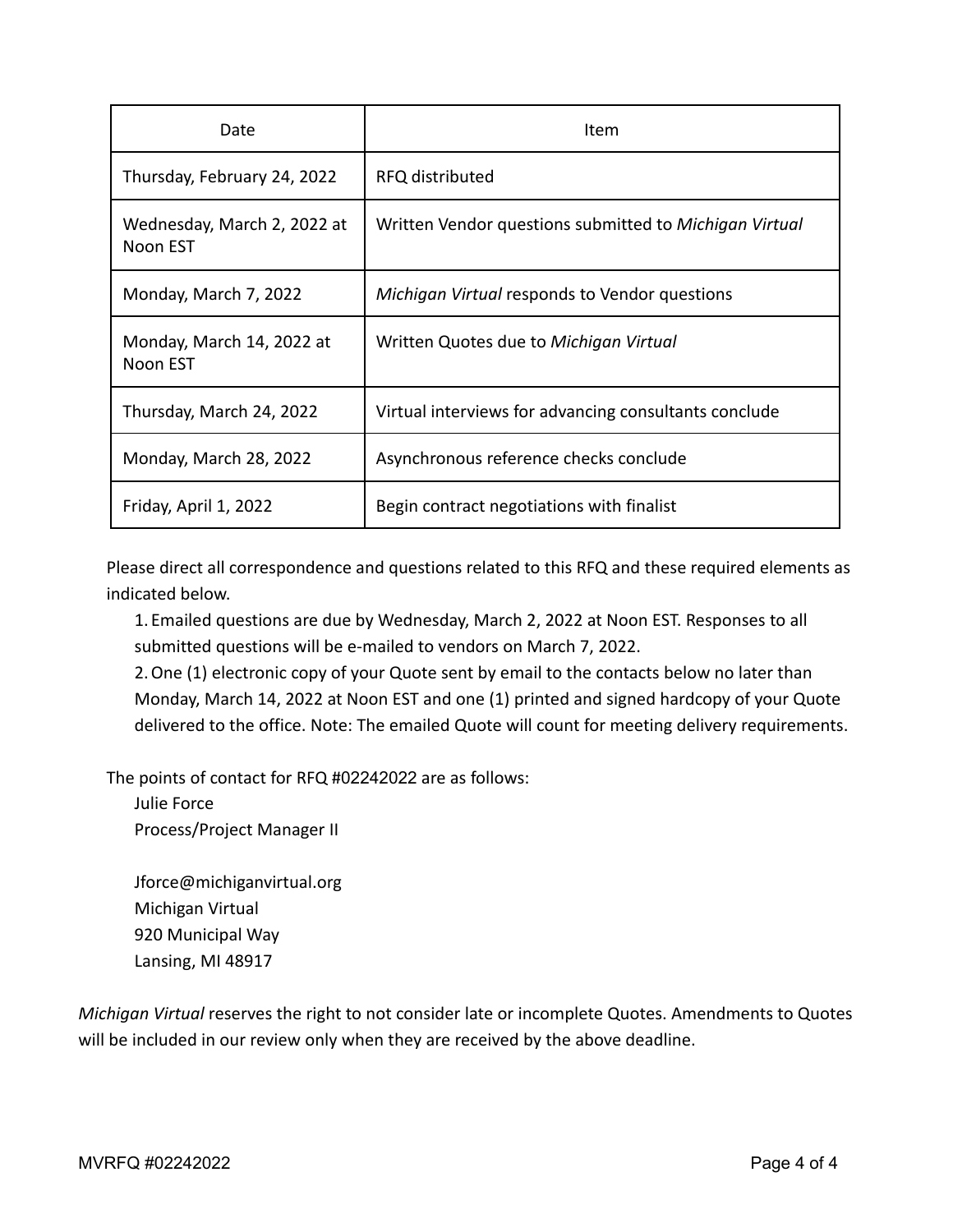| Date | Item |
|---|---|
| Thursday, February 24, 2022 | RFQ distributed |
| Wednesday, March 2, 2022 at Noon EST | Written Vendor questions submitted to *Michigan Virtual* |
| Monday, March 7, 2022 | *Michigan Virtual* responds to Vendor questions |
| Monday, March 14, 2022 at Noon EST | Written Quotes due to *Michigan Virtual* |
| Thursday, March 24, 2022 | Virtual interviews for advancing consultants conclude |
| Monday, March 28, 2022 | Asynchronous reference checks conclude |
| Friday, April 1, 2022 | Begin contract negotiations with finalist |

Please direct all correspondence and questions related to this RFQ and these required elements as indicated below.

1. Emailed questions are due by Wednesday, March 2, 2022 at Noon EST. Responses to all submitted questions will be e-mailed to vendors on March 7, 2022.
2. One (1) electronic copy of your Quote sent by email to the contacts below no later than Monday, March 14, 2022 at Noon EST and one (1) printed and signed hardcopy of your Quote delivered to the office. Note: The emailed Quote will count for meeting delivery requirements.

The points of contact for RFQ #02242022 are as follows:

Julie Force
Process/Project Manager II

Jforce@michiganvirtual.org
Michigan Virtual
920 Municipal Way
Lansing, MI 48917

*Michigan Virtual* reserves the right to not consider late or incomplete Quotes. Amendments to Quotes will be included in our review only when they are received by the above deadline.